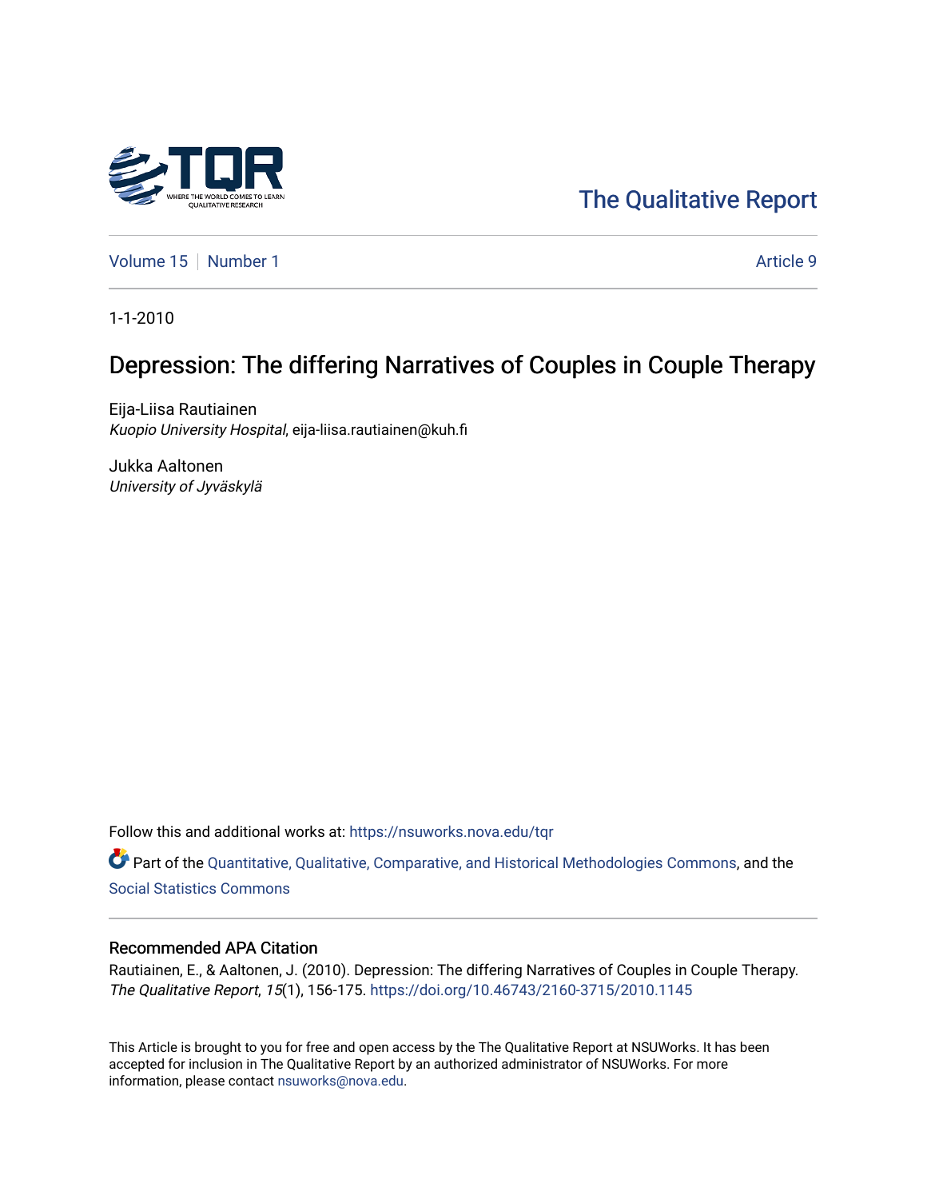The Qualitative Report

Volume 15 | Number 1 | Article 9

1-1-2010

# Depression: The differing Narratives of Couples in Couple Therapy

Eija-Liisa Rautiainen
*Kuopio University Hospital*, eija-liisa.rautiainen@kuh.fi

Jukka Aaltonen
*University of Jyväskylä*

Follow this and additional works at: https://nsuworks.nova.edu/tqr

Part of the Quantitative, Qualitative, Comparative, and Historical Methodologies Commons, and the Social Statistics Commons

## Recommended APA Citation

Rautiainen, E., & Aaltonen, J. (2010). Depression: The differing Narratives of Couples in Couple Therapy. *The Qualitative Report*, *15*(1), 156-175. https://doi.org/10.46743/2160-3715/2010.1145

This Article is brought to you for free and open access by the The Qualitative Report at NSUWorks. It has been accepted for inclusion in The Qualitative Report by an authorized administrator of NSUWorks. For more information, please contact nsuworks@nova.edu.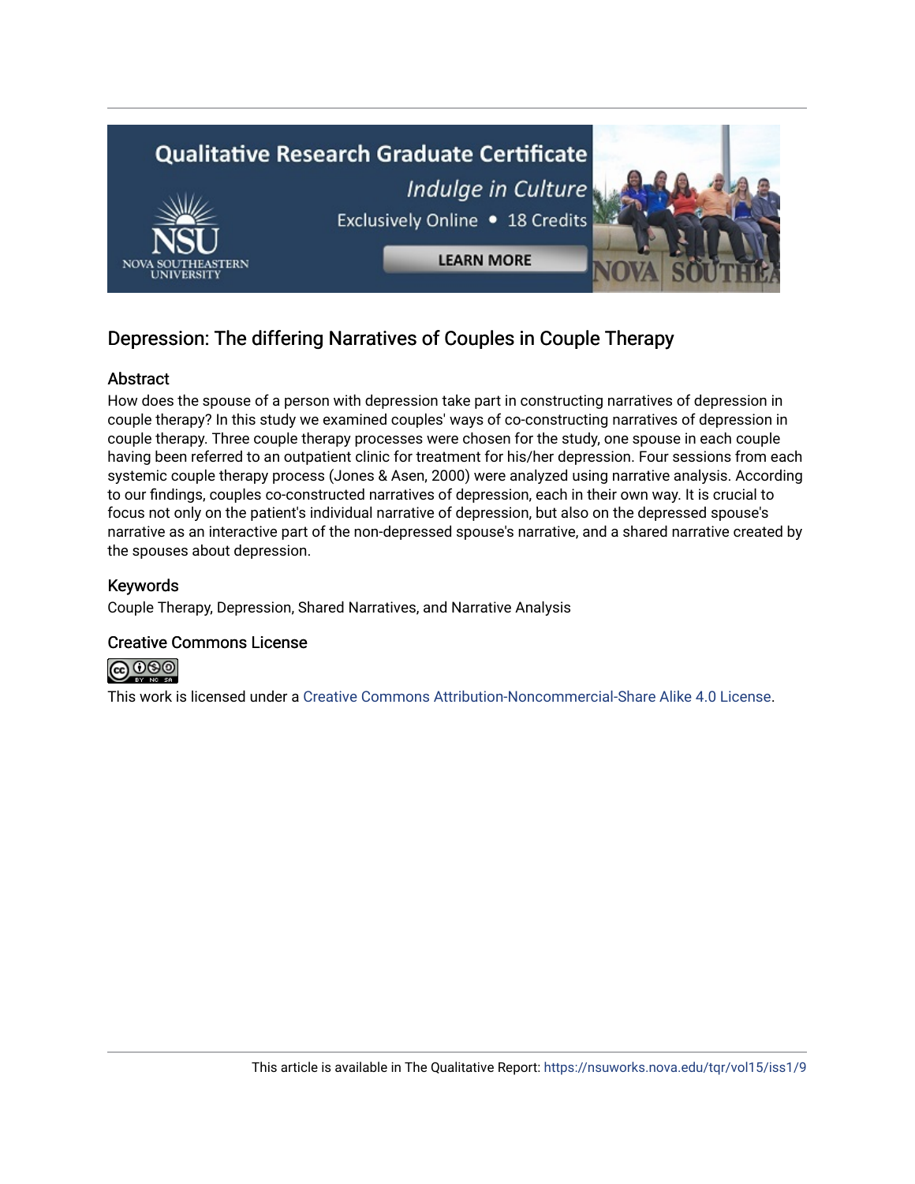## Depression: The differing Narratives of Couples in Couple Therapy

### Abstract

How does the spouse of a person with depression take part in constructing narratives of depression in couple therapy? In this study we examined couples' ways of co-constructing narratives of depression in couple therapy. Three couple therapy processes were chosen for the study, one spouse in each couple having been referred to an outpatient clinic for treatment for his/her depression. Four sessions from each systemic couple therapy process (Jones & Asen, 2000) were analyzed using narrative analysis. According to our findings, couples co-constructed narratives of depression, each in their own way. It is crucial to focus not only on the patient's individual narrative of depression, but also on the depressed spouse's narrative as an interactive part of the non-depressed spouse's narrative, and a shared narrative created by the spouses about depression.

### Keywords

Couple Therapy, Depression, Shared Narratives, and Narrative Analysis

### Creative Commons License

This work is licensed under a Creative Commons Attribution-Noncommercial-Share Alike 4.0 License.

This article is available in The Qualitative Report: https://nsuworks.nova.edu/tqr/vol15/iss1/9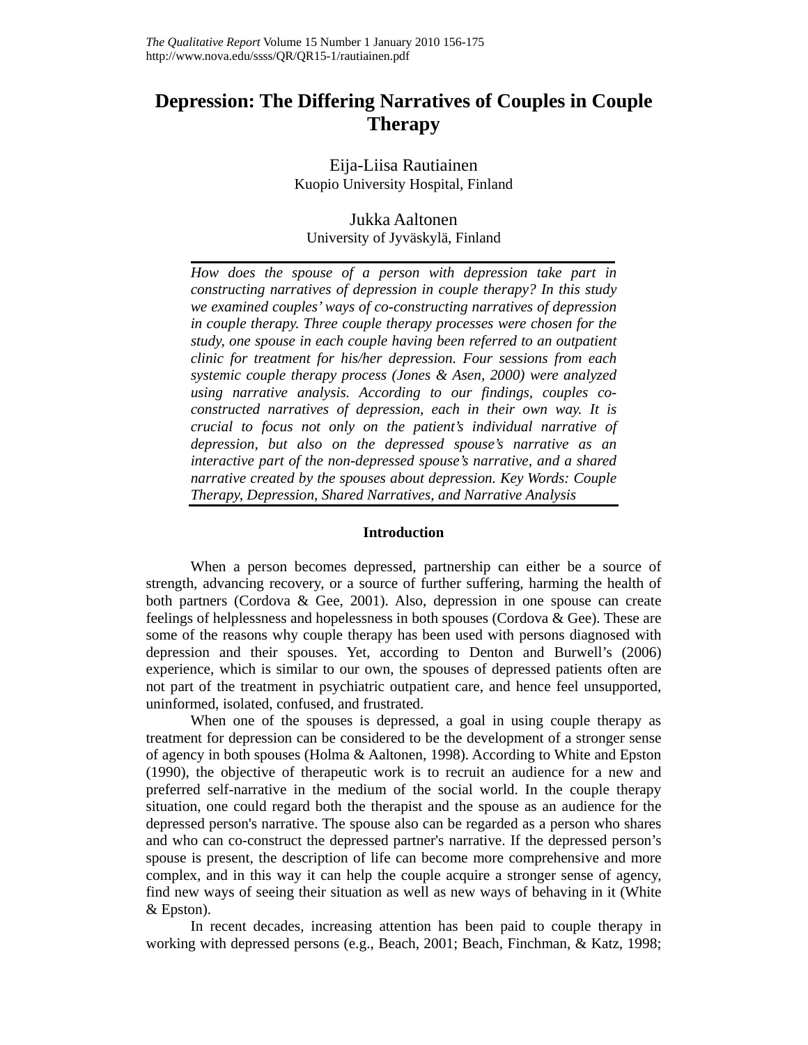# Depression: The Differing Narratives of Couples in Couple Therapy

Eija-Liisa Rautiainen
Kuopio University Hospital, Finland

Jukka Aaltonen
University of Jyväskylä, Finland

*How does the spouse of a person with depression take part in constructing narratives of depression in couple therapy? In this study we examined couples' ways of co-constructing narratives of depression in couple therapy. Three couple therapy processes were chosen for the study, one spouse in each couple having been referred to an outpatient clinic for treatment for his/her depression. Four sessions from each systemic couple therapy process (Jones & Asen, 2000) were analyzed using narrative analysis. According to our findings, couples co-constructed narratives of depression, each in their own way. It is crucial to focus not only on the patient's individual narrative of depression, but also on the depressed spouse's narrative as an interactive part of the non-depressed spouse's narrative, and a shared narrative created by the spouses about depression. Key Words: Couple Therapy, Depression, Shared Narratives, and Narrative Analysis*

## Introduction

When a person becomes depressed, partnership can either be a source of strength, advancing recovery, or a source of further suffering, harming the health of both partners (Cordova & Gee, 2001). Also, depression in one spouse can create feelings of helplessness and hopelessness in both spouses (Cordova & Gee). These are some of the reasons why couple therapy has been used with persons diagnosed with depression and their spouses. Yet, according to Denton and Burwell's (2006) experience, which is similar to our own, the spouses of depressed patients often are not part of the treatment in psychiatric outpatient care, and hence feel unsupported, uninformed, isolated, confused, and frustrated.

When one of the spouses is depressed, a goal in using couple therapy as treatment for depression can be considered to be the development of a stronger sense of agency in both spouses (Holma & Aaltonen, 1998). According to White and Epston (1990), the objective of therapeutic work is to recruit an audience for a new and preferred self-narrative in the medium of the social world. In the couple therapy situation, one could regard both the therapist and the spouse as an audience for the depressed person's narrative. The spouse also can be regarded as a person who shares and who can co-construct the depressed partner's narrative. If the depressed person's spouse is present, the description of life can become more comprehensive and more complex, and in this way it can help the couple acquire a stronger sense of agency, find new ways of seeing their situation as well as new ways of behaving in it (White & Epston).

In recent decades, increasing attention has been paid to couple therapy in working with depressed persons (e.g., Beach, 2001; Beach, Finchman, & Katz, 1998;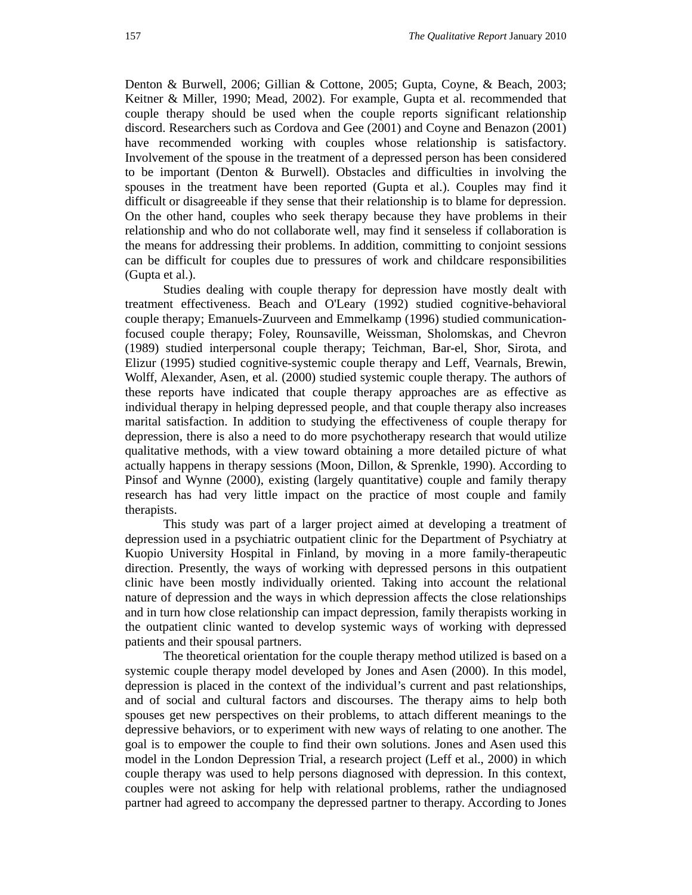Denton & Burwell, 2006; Gillian & Cottone, 2005; Gupta, Coyne, & Beach, 2003; Keitner & Miller, 1990; Mead, 2002). For example, Gupta et al. recommended that couple therapy should be used when the couple reports significant relationship discord. Researchers such as Cordova and Gee (2001) and Coyne and Benazon (2001) have recommended working with couples whose relationship is satisfactory. Involvement of the spouse in the treatment of a depressed person has been considered to be important (Denton & Burwell). Obstacles and difficulties in involving the spouses in the treatment have been reported (Gupta et al.). Couples may find it difficult or disagreeable if they sense that their relationship is to blame for depression. On the other hand, couples who seek therapy because they have problems in their relationship and who do not collaborate well, may find it senseless if collaboration is the means for addressing their problems. In addition, committing to conjoint sessions can be difficult for couples due to pressures of work and childcare responsibilities (Gupta et al.).

Studies dealing with couple therapy for depression have mostly dealt with treatment effectiveness. Beach and O'Leary (1992) studied cognitive-behavioral couple therapy; Emanuels-Zuurveen and Emmelkamp (1996) studied communication-focused couple therapy; Foley, Rounsaville, Weissman, Sholomskas, and Chevron (1989) studied interpersonal couple therapy; Teichman, Bar-el, Shor, Sirota, and Elizur (1995) studied cognitive-systemic couple therapy and Leff, Vearnals, Brewin, Wolff, Alexander, Asen, et al. (2000) studied systemic couple therapy. The authors of these reports have indicated that couple therapy approaches are as effective as individual therapy in helping depressed people, and that couple therapy also increases marital satisfaction. In addition to studying the effectiveness of couple therapy for depression, there is also a need to do more psychotherapy research that would utilize qualitative methods, with a view toward obtaining a more detailed picture of what actually happens in therapy sessions (Moon, Dillon, & Sprenkle, 1990). According to Pinsof and Wynne (2000), existing (largely quantitative) couple and family therapy research has had very little impact on the practice of most couple and family therapists.

This study was part of a larger project aimed at developing a treatment of depression used in a psychiatric outpatient clinic for the Department of Psychiatry at Kuopio University Hospital in Finland, by moving in a more family-therapeutic direction. Presently, the ways of working with depressed persons in this outpatient clinic have been mostly individually oriented. Taking into account the relational nature of depression and the ways in which depression affects the close relationships and in turn how close relationship can impact depression, family therapists working in the outpatient clinic wanted to develop systemic ways of working with depressed patients and their spousal partners.

The theoretical orientation for the couple therapy method utilized is based on a systemic couple therapy model developed by Jones and Asen (2000). In this model, depression is placed in the context of the individual's current and past relationships, and of social and cultural factors and discourses. The therapy aims to help both spouses get new perspectives on their problems, to attach different meanings to the depressive behaviors, or to experiment with new ways of relating to one another. The goal is to empower the couple to find their own solutions. Jones and Asen used this model in the London Depression Trial, a research project (Leff et al., 2000) in which couple therapy was used to help persons diagnosed with depression. In this context, couples were not asking for help with relational problems, rather the undiagnosed partner had agreed to accompany the depressed partner to therapy. According to Jones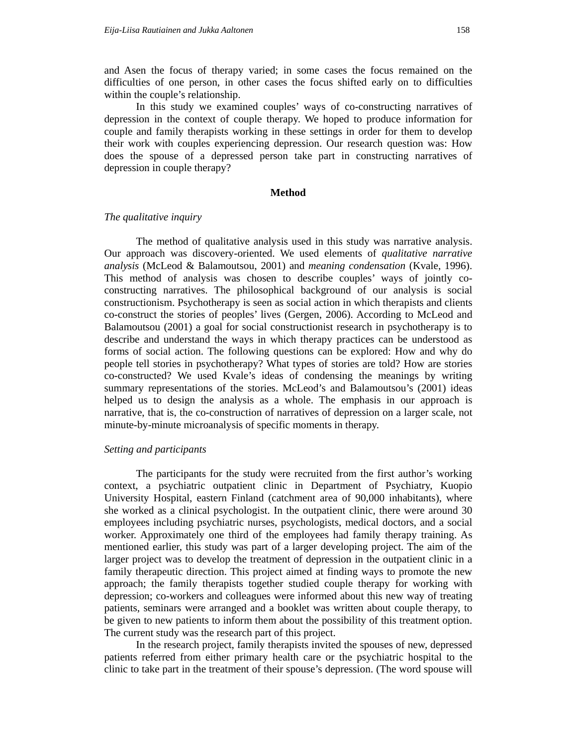and Asen the focus of therapy varied; in some cases the focus remained on the difficulties of one person, in other cases the focus shifted early on to difficulties within the couple's relationship.

In this study we examined couples' ways of co-constructing narratives of depression in the context of couple therapy. We hoped to produce information for couple and family therapists working in these settings in order for them to develop their work with couples experiencing depression. Our research question was: How does the spouse of a depressed person take part in constructing narratives of depression in couple therapy?

## Method

### *The qualitative inquiry*

The method of qualitative analysis used in this study was narrative analysis. Our approach was discovery-oriented. We used elements of *qualitative narrative analysis* (McLeod & Balamoutsou, 2001) and *meaning condensation* (Kvale, 1996). This method of analysis was chosen to describe couples' ways of jointly co-constructing narratives. The philosophical background of our analysis is social constructionism. Psychotherapy is seen as social action in which therapists and clients co-construct the stories of peoples' lives (Gergen, 2006). According to McLeod and Balamoutsou (2001) a goal for social constructionist research in psychotherapy is to describe and understand the ways in which therapy practices can be understood as forms of social action. The following questions can be explored: How and why do people tell stories in psychotherapy? What types of stories are told? How are stories co-constructed? We used Kvale's ideas of condensing the meanings by writing summary representations of the stories. McLeod's and Balamoutsou's (2001) ideas helped us to design the analysis as a whole. The emphasis in our approach is narrative, that is, the co-construction of narratives of depression on a larger scale, not minute-by-minute microanalysis of specific moments in therapy.

### *Setting and participants*

The participants for the study were recruited from the first author's working context, a psychiatric outpatient clinic in Department of Psychiatry, Kuopio University Hospital, eastern Finland (catchment area of 90,000 inhabitants), where she worked as a clinical psychologist. In the outpatient clinic, there were around 30 employees including psychiatric nurses, psychologists, medical doctors, and a social worker. Approximately one third of the employees had family therapy training. As mentioned earlier, this study was part of a larger developing project. The aim of the larger project was to develop the treatment of depression in the outpatient clinic in a family therapeutic direction. This project aimed at finding ways to promote the new approach; the family therapists together studied couple therapy for working with depression; co-workers and colleagues were informed about this new way of treating patients, seminars were arranged and a booklet was written about couple therapy, to be given to new patients to inform them about the possibility of this treatment option. The current study was the research part of this project.

In the research project, family therapists invited the spouses of new, depressed patients referred from either primary health care or the psychiatric hospital to the clinic to take part in the treatment of their spouse's depression. (The word spouse will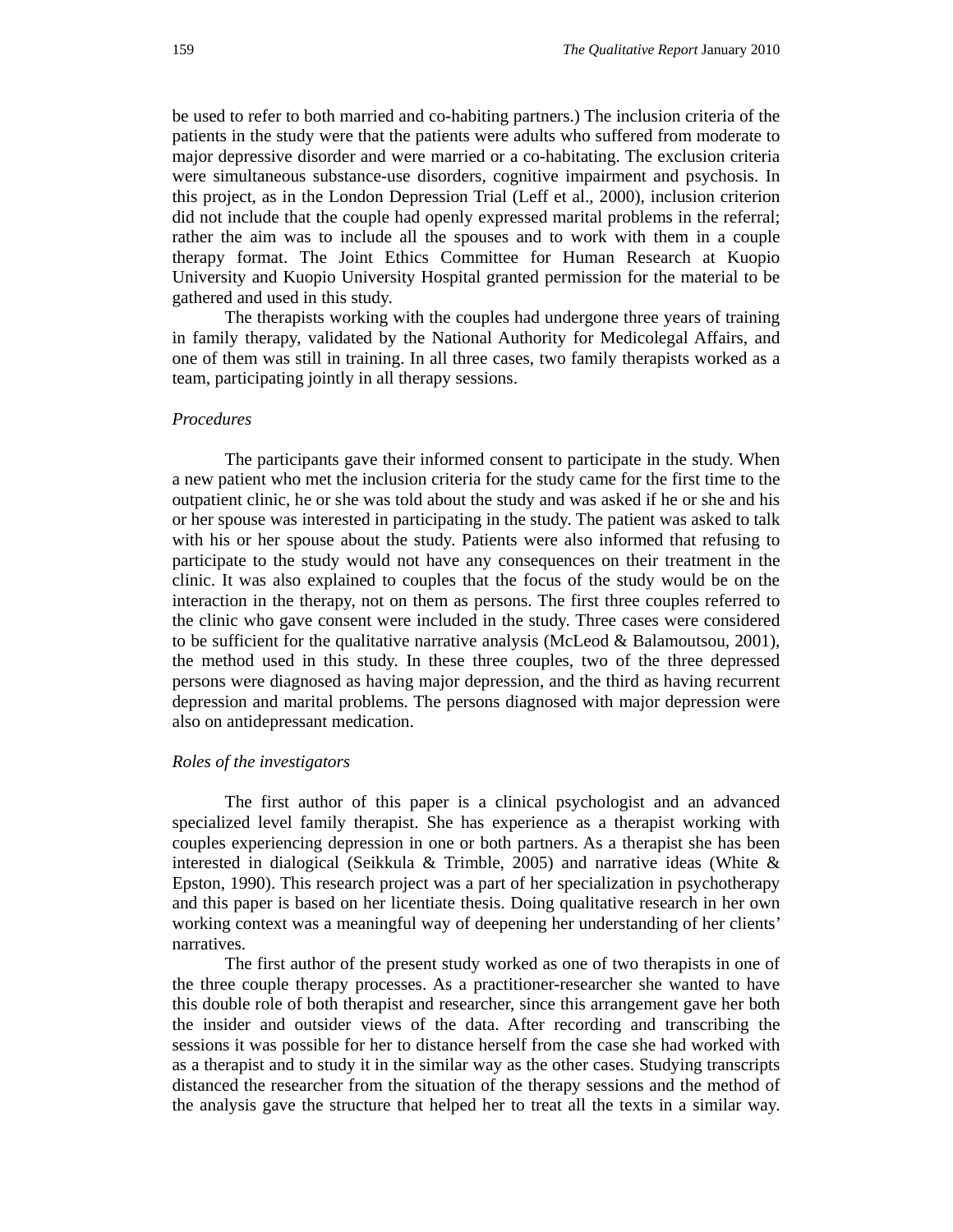be used to refer to both married and co-habiting partners.) The inclusion criteria of the patients in the study were that the patients were adults who suffered from moderate to major depressive disorder and were married or a co-habitating. The exclusion criteria were simultaneous substance-use disorders, cognitive impairment and psychosis. In this project, as in the London Depression Trial (Leff et al., 2000), inclusion criterion did not include that the couple had openly expressed marital problems in the referral; rather the aim was to include all the spouses and to work with them in a couple therapy format. The Joint Ethics Committee for Human Research at Kuopio University and Kuopio University Hospital granted permission for the material to be gathered and used in this study.

The therapists working with the couples had undergone three years of training in family therapy, validated by the National Authority for Medicolegal Affairs, and one of them was still in training. In all three cases, two family therapists worked as a team, participating jointly in all therapy sessions.

*Procedures*

The participants gave their informed consent to participate in the study. When a new patient who met the inclusion criteria for the study came for the first time to the outpatient clinic, he or she was told about the study and was asked if he or she and his or her spouse was interested in participating in the study. The patient was asked to talk with his or her spouse about the study. Patients were also informed that refusing to participate to the study would not have any consequences on their treatment in the clinic. It was also explained to couples that the focus of the study would be on the interaction in the therapy, not on them as persons. The first three couples referred to the clinic who gave consent were included in the study. Three cases were considered to be sufficient for the qualitative narrative analysis (McLeod & Balamoutsou, 2001), the method used in this study. In these three couples, two of the three depressed persons were diagnosed as having major depression, and the third as having recurrent depression and marital problems. The persons diagnosed with major depression were also on antidepressant medication.

*Roles of the investigators*

The first author of this paper is a clinical psychologist and an advanced specialized level family therapist. She has experience as a therapist working with couples experiencing depression in one or both partners. As a therapist she has been interested in dialogical (Seikkula & Trimble, 2005) and narrative ideas (White & Epston, 1990). This research project was a part of her specialization in psychotherapy and this paper is based on her licentiate thesis. Doing qualitative research in her own working context was a meaningful way of deepening her understanding of her clients' narratives.

The first author of the present study worked as one of two therapists in one of the three couple therapy processes. As a practitioner-researcher she wanted to have this double role of both therapist and researcher, since this arrangement gave her both the insider and outsider views of the data. After recording and transcribing the sessions it was possible for her to distance herself from the case she had worked with as a therapist and to study it in the similar way as the other cases. Studying transcripts distanced the researcher from the situation of the therapy sessions and the method of the analysis gave the structure that helped her to treat all the texts in a similar way.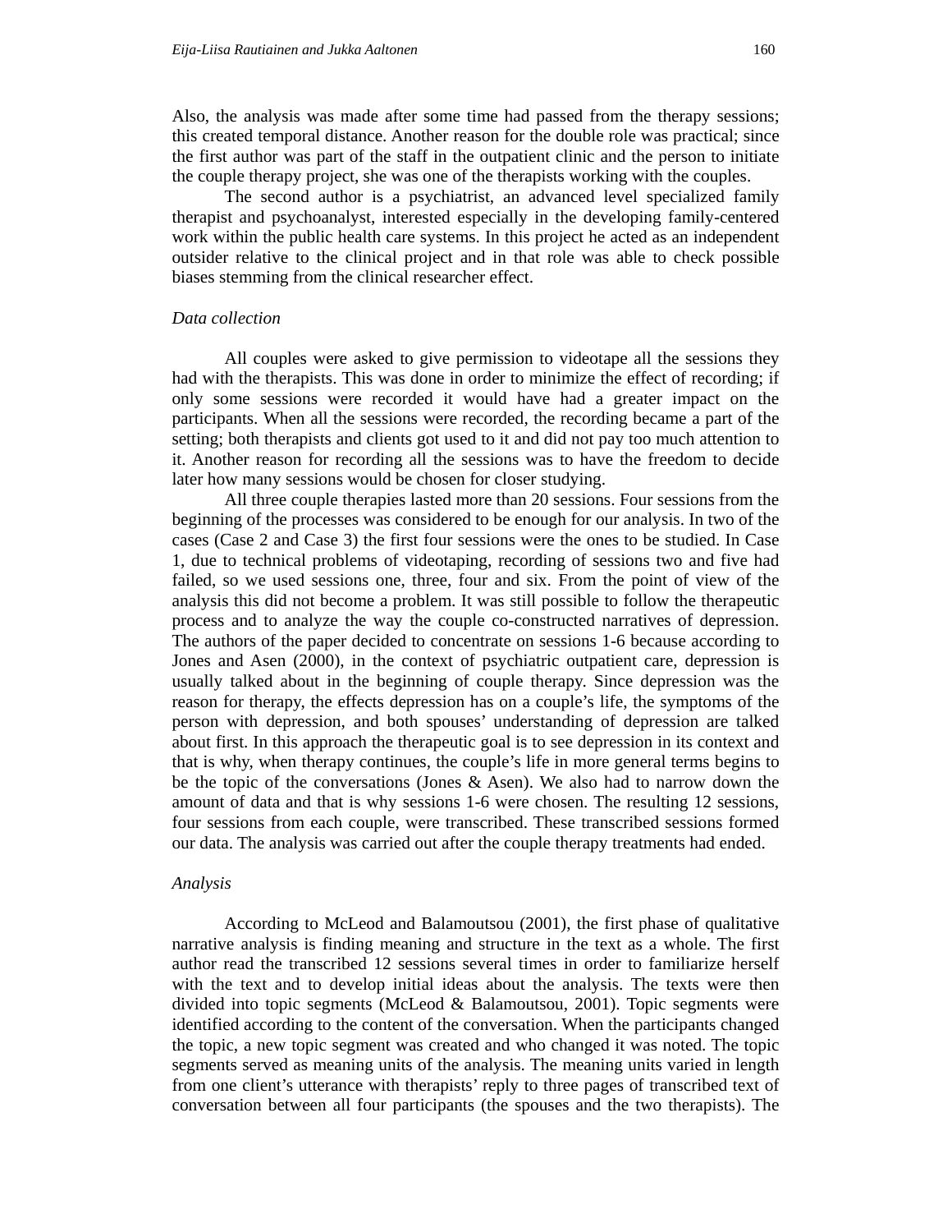Also, the analysis was made after some time had passed from the therapy sessions; this created temporal distance. Another reason for the double role was practical; since the first author was part of the staff in the outpatient clinic and the person to initiate the couple therapy project, she was one of the therapists working with the couples.

The second author is a psychiatrist, an advanced level specialized family therapist and psychoanalyst, interested especially in the developing family-centered work within the public health care systems. In this project he acted as an independent outsider relative to the clinical project and in that role was able to check possible biases stemming from the clinical researcher effect.

### *Data collection*

All couples were asked to give permission to videotape all the sessions they had with the therapists. This was done in order to minimize the effect of recording; if only some sessions were recorded it would have had a greater impact on the participants. When all the sessions were recorded, the recording became a part of the setting; both therapists and clients got used to it and did not pay too much attention to it. Another reason for recording all the sessions was to have the freedom to decide later how many sessions would be chosen for closer studying.

All three couple therapies lasted more than 20 sessions. Four sessions from the beginning of the processes was considered to be enough for our analysis. In two of the cases (Case 2 and Case 3) the first four sessions were the ones to be studied. In Case 1, due to technical problems of videotaping, recording of sessions two and five had failed, so we used sessions one, three, four and six. From the point of view of the analysis this did not become a problem. It was still possible to follow the therapeutic process and to analyze the way the couple co-constructed narratives of depression. The authors of the paper decided to concentrate on sessions 1-6 because according to Jones and Asen (2000), in the context of psychiatric outpatient care, depression is usually talked about in the beginning of couple therapy. Since depression was the reason for therapy, the effects depression has on a couple's life, the symptoms of the person with depression, and both spouses' understanding of depression are talked about first. In this approach the therapeutic goal is to see depression in its context and that is why, when therapy continues, the couple's life in more general terms begins to be the topic of the conversations (Jones & Asen). We also had to narrow down the amount of data and that is why sessions 1-6 were chosen. The resulting 12 sessions, four sessions from each couple, were transcribed. These transcribed sessions formed our data. The analysis was carried out after the couple therapy treatments had ended.

### *Analysis*

According to McLeod and Balamoutsou (2001), the first phase of qualitative narrative analysis is finding meaning and structure in the text as a whole. The first author read the transcribed 12 sessions several times in order to familiarize herself with the text and to develop initial ideas about the analysis. The texts were then divided into topic segments (McLeod & Balamoutsou, 2001). Topic segments were identified according to the content of the conversation. When the participants changed the topic, a new topic segment was created and who changed it was noted. The topic segments served as meaning units of the analysis. The meaning units varied in length from one client's utterance with therapists' reply to three pages of transcribed text of conversation between all four participants (the spouses and the two therapists). The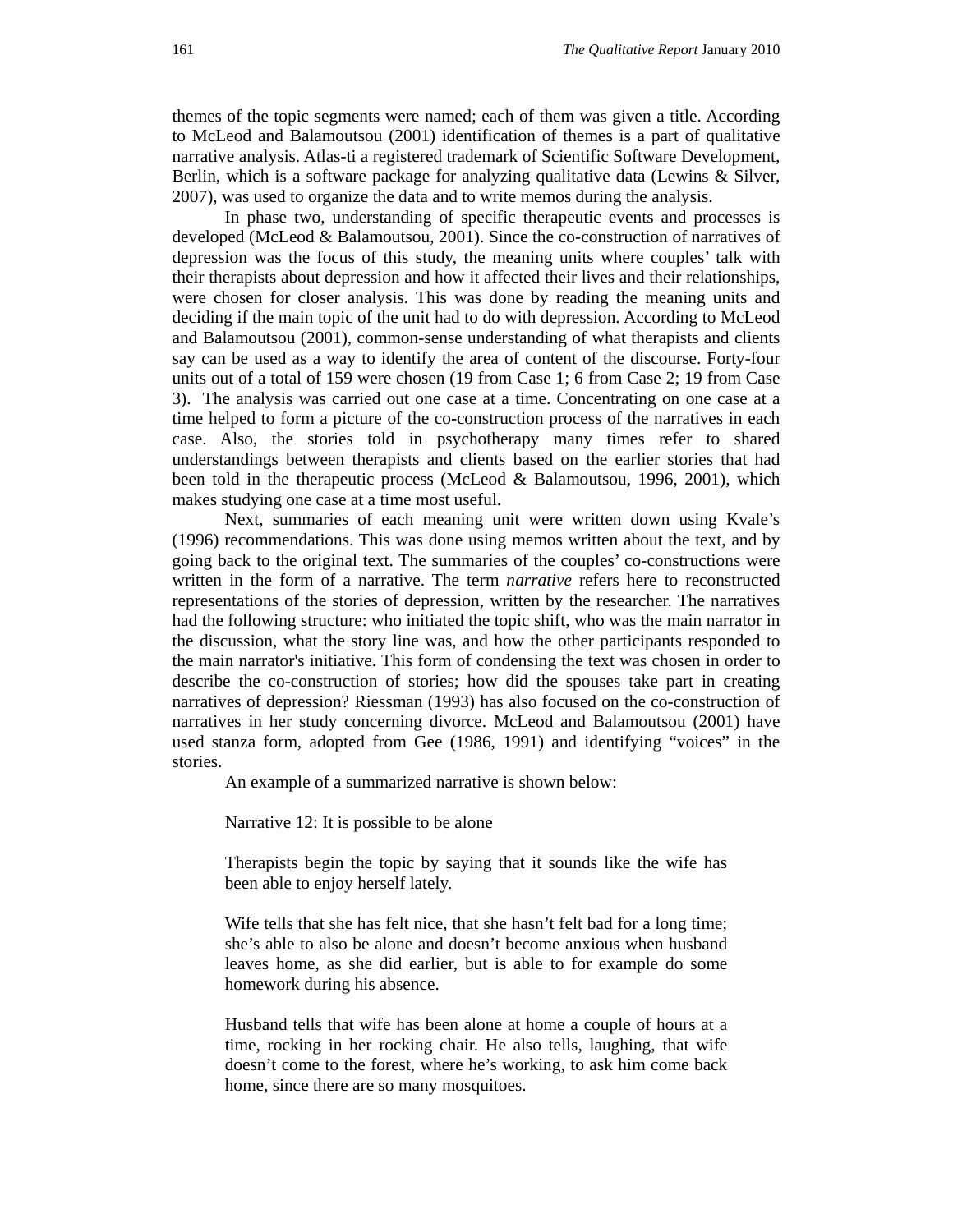themes of the topic segments were named; each of them was given a title. According to McLeod and Balamoutsou (2001) identification of themes is a part of qualitative narrative analysis. Atlas-ti a registered trademark of Scientific Software Development, Berlin, which is a software package for analyzing qualitative data (Lewins & Silver, 2007), was used to organize the data and to write memos during the analysis.

In phase two, understanding of specific therapeutic events and processes is developed (McLeod & Balamoutsou, 2001). Since the co-construction of narratives of depression was the focus of this study, the meaning units where couples' talk with their therapists about depression and how it affected their lives and their relationships, were chosen for closer analysis. This was done by reading the meaning units and deciding if the main topic of the unit had to do with depression. According to McLeod and Balamoutsou (2001), common-sense understanding of what therapists and clients say can be used as a way to identify the area of content of the discourse. Forty-four units out of a total of 159 were chosen (19 from Case 1; 6 from Case 2; 19 from Case 3). The analysis was carried out one case at a time. Concentrating on one case at a time helped to form a picture of the co-construction process of the narratives in each case. Also, the stories told in psychotherapy many times refer to shared understandings between therapists and clients based on the earlier stories that had been told in the therapeutic process (McLeod & Balamoutsou, 1996, 2001), which makes studying one case at a time most useful.

Next, summaries of each meaning unit were written down using Kvale's (1996) recommendations. This was done using memos written about the text, and by going back to the original text. The summaries of the couples' co-constructions were written in the form of a narrative. The term *narrative* refers here to reconstructed representations of the stories of depression, written by the researcher. The narratives had the following structure: who initiated the topic shift, who was the main narrator in the discussion, what the story line was, and how the other participants responded to the main narrator's initiative. This form of condensing the text was chosen in order to describe the co-construction of stories; how did the spouses take part in creating narratives of depression? Riessman (1993) has also focused on the co-construction of narratives in her study concerning divorce. McLeod and Balamoutsou (2001) have used stanza form, adopted from Gee (1986, 1991) and identifying "voices" in the stories.

An example of a summarized narrative is shown below:

> Narrative 12: It is possible to be alone
>
> Therapists begin the topic by saying that it sounds like the wife has been able to enjoy herself lately.
>
> Wife tells that she has felt nice, that she hasn't felt bad for a long time; she's able to also be alone and doesn't become anxious when husband leaves home, as she did earlier, but is able to for example do some homework during his absence.
>
> Husband tells that wife has been alone at home a couple of hours at a time, rocking in her rocking chair. He also tells, laughing, that wife doesn't come to the forest, where he's working, to ask him come back home, since there are so many mosquitoes.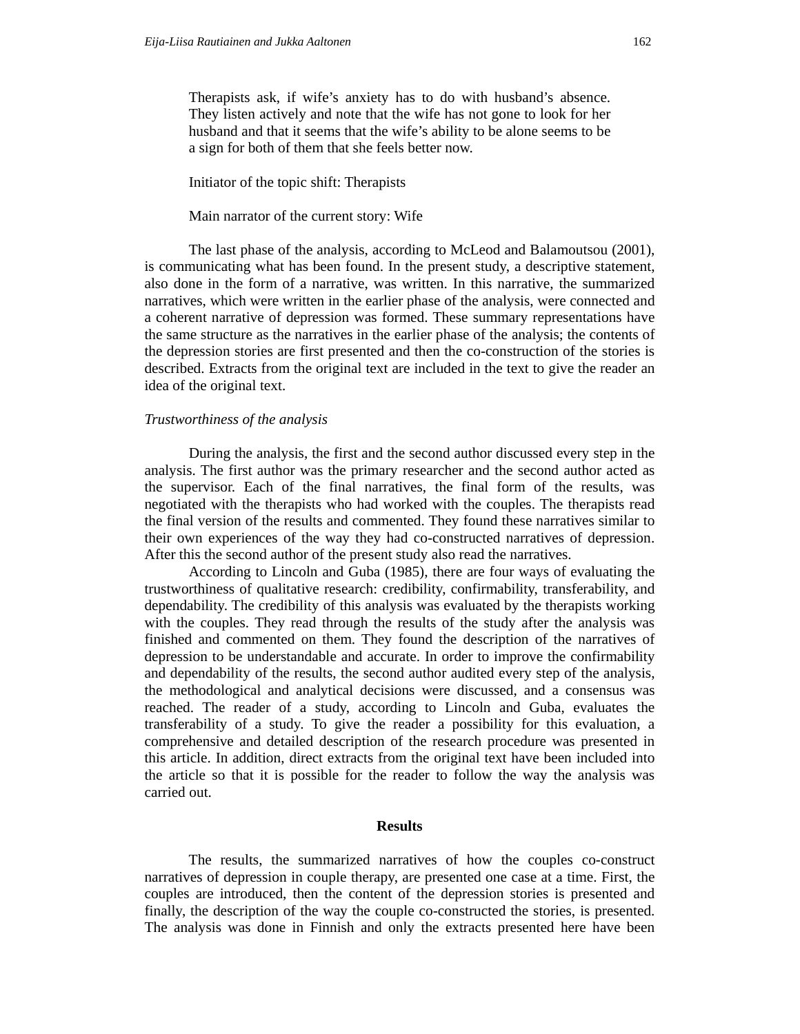> Therapists ask, if wife's anxiety has to do with husband's absence. They listen actively and note that the wife has not gone to look for her husband and that it seems that the wife's ability to be alone seems to be a sign for both of them that she feels better now.
>
> Initiator of the topic shift: Therapists
>
> Main narrator of the current story: Wife

The last phase of the analysis, according to McLeod and Balamoutsou (2001), is communicating what has been found. In the present study, a descriptive statement, also done in the form of a narrative, was written. In this narrative, the summarized narratives, which were written in the earlier phase of the analysis, were connected and a coherent narrative of depression was formed. These summary representations have the same structure as the narratives in the earlier phase of the analysis; the contents of the depression stories are first presented and then the co-construction of the stories is described. Extracts from the original text are included in the text to give the reader an idea of the original text.

*Trustworthiness of the analysis*

During the analysis, the first and the second author discussed every step in the analysis. The first author was the primary researcher and the second author acted as the supervisor. Each of the final narratives, the final form of the results, was negotiated with the therapists who had worked with the couples. The therapists read the final version of the results and commented. They found these narratives similar to their own experiences of the way they had co-constructed narratives of depression. After this the second author of the present study also read the narratives.

According to Lincoln and Guba (1985), there are four ways of evaluating the trustworthiness of qualitative research: credibility, confirmability, transferability, and dependability. The credibility of this analysis was evaluated by the therapists working with the couples. They read through the results of the study after the analysis was finished and commented on them. They found the description of the narratives of depression to be understandable and accurate. In order to improve the confirmability and dependability of the results, the second author audited every step of the analysis, the methodological and analytical decisions were discussed, and a consensus was reached. The reader of a study, according to Lincoln and Guba, evaluates the transferability of a study. To give the reader a possibility for this evaluation, a comprehensive and detailed description of the research procedure was presented in this article. In addition, direct extracts from the original text have been included into the article so that it is possible for the reader to follow the way the analysis was carried out.

## Results

The results, the summarized narratives of how the couples co-construct narratives of depression in couple therapy, are presented one case at a time. First, the couples are introduced, then the content of the depression stories is presented and finally, the description of the way the couple co-constructed the stories, is presented. The analysis was done in Finnish and only the extracts presented here have been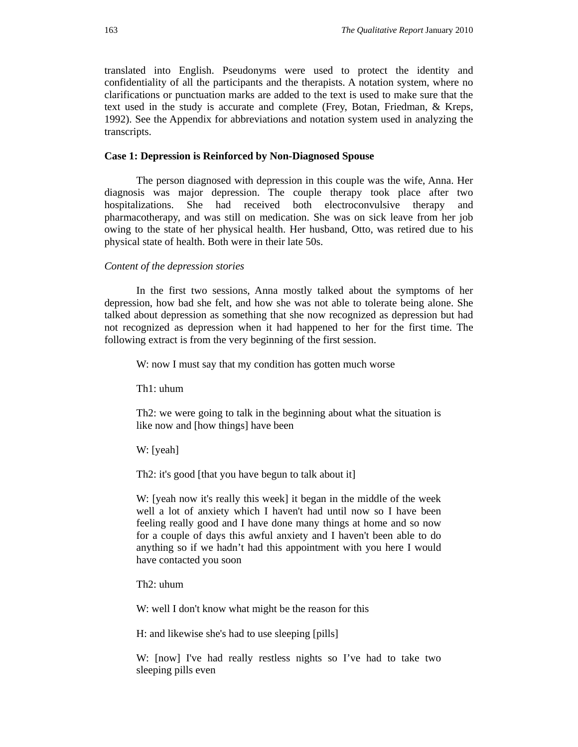translated into English. Pseudonyms were used to protect the identity and confidentiality of all the participants and the therapists. A notation system, where no clarifications or punctuation marks are added to the text is used to make sure that the text used in the study is accurate and complete (Frey, Botan, Friedman, & Kreps, 1992). See the Appendix for abbreviations and notation system used in analyzing the transcripts.

### Case 1: Depression is Reinforced by Non-Diagnosed Spouse

The person diagnosed with depression in this couple was the wife, Anna. Her diagnosis was major depression. The couple therapy took place after two hospitalizations. She had received both electroconvulsive therapy and pharmacotherapy, and was still on medication. She was on sick leave from her job owing to the state of her physical health. Her husband, Otto, was retired due to his physical state of health. Both were in their late 50s.

*Content of the depression stories*

In the first two sessions, Anna mostly talked about the symptoms of her depression, how bad she felt, and how she was not able to tolerate being alone. She talked about depression as something that she now recognized as depression but had not recognized as depression when it had happened to her for the first time. The following extract is from the very beginning of the first session.

> W: now I must say that my condition has gotten much worse
>
> Th1: uhum
>
> Th2: we were going to talk in the beginning about what the situation is like now and [how things] have been
>
> W: [yeah]
>
> Th2: it's good [that you have begun to talk about it]
>
> W: [yeah now it's really this week] it began in the middle of the week well a lot of anxiety which I haven't had until now so I have been feeling really good and I have done many things at home and so now for a couple of days this awful anxiety and I haven't been able to do anything so if we hadn't had this appointment with you here I would have contacted you soon
>
> Th2: uhum
>
> W: well I don't know what might be the reason for this
>
> H: and likewise she's had to use sleeping [pills]
>
> W: [now] I've had really restless nights so I've had to take two sleeping pills even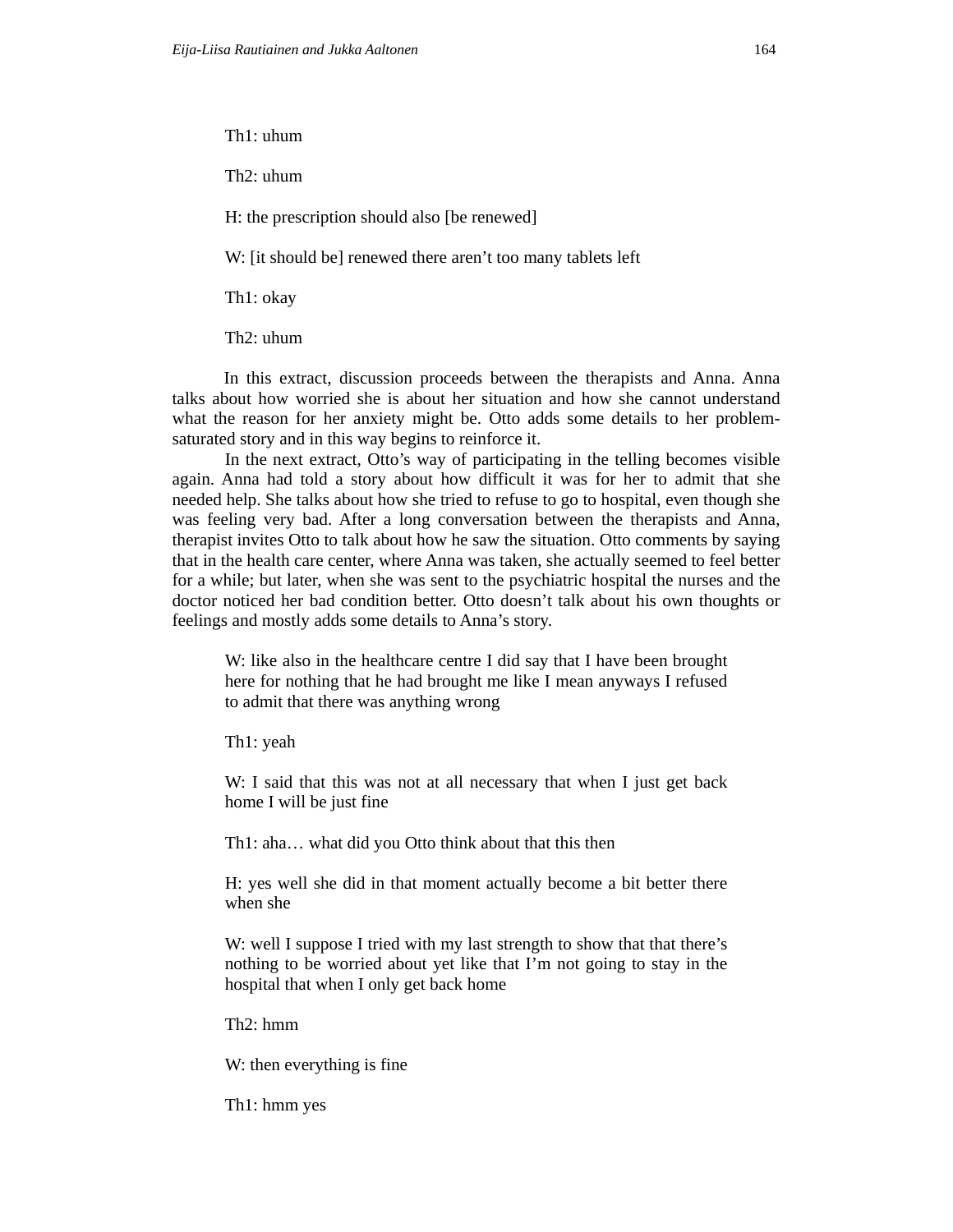Th1: uhum

Th2: uhum

H: the prescription should also [be renewed]

W: [it should be] renewed there aren't too many tablets left

Th1: okay

Th2: uhum

In this extract, discussion proceeds between the therapists and Anna. Anna talks about how worried she is about her situation and how she cannot understand what the reason for her anxiety might be. Otto adds some details to her problem-saturated story and in this way begins to reinforce it.

In the next extract, Otto's way of participating in the telling becomes visible again. Anna had told a story about how difficult it was for her to admit that she needed help. She talks about how she tried to refuse to go to hospital, even though she was feeling very bad. After a long conversation between the therapists and Anna, therapist invites Otto to talk about how he saw the situation. Otto comments by saying that in the health care center, where Anna was taken, she actually seemed to feel better for a while; but later, when she was sent to the psychiatric hospital the nurses and the doctor noticed her bad condition better. Otto doesn't talk about his own thoughts or feelings and mostly adds some details to Anna's story.

W: like also in the healthcare centre I did say that I have been brought here for nothing that he had brought me like I mean anyways I refused to admit that there was anything wrong

Th1: yeah

W: I said that this was not at all necessary that when I just get back home I will be just fine

Th1: aha… what did you Otto think about that this then

H: yes well she did in that moment actually become a bit better there when she

W: well I suppose I tried with my last strength to show that that there's nothing to be worried about yet like that I'm not going to stay in the hospital that when I only get back home

Th2: hmm

W: then everything is fine

Th1: hmm yes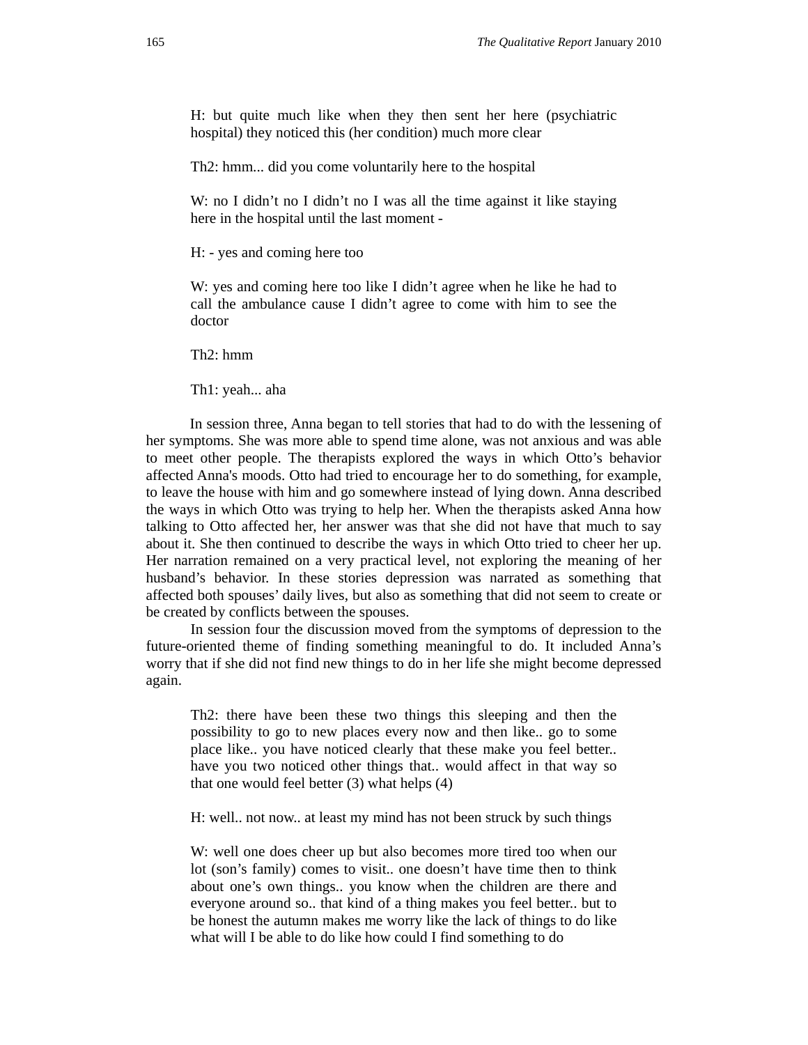> H: but quite much like when they then sent her here (psychiatric hospital) they noticed this (her condition) much more clear
>
> Th2: hmm... did you come voluntarily here to the hospital
>
> W: no I didn't no I didn't no I was all the time against it like staying here in the hospital until the last moment -
>
> H: - yes and coming here too
>
> W: yes and coming here too like I didn't agree when he like he had to call the ambulance cause I didn't agree to come with him to see the doctor
>
> Th2: hmm
>
> Th1: yeah... aha

In session three, Anna began to tell stories that had to do with the lessening of her symptoms. She was more able to spend time alone, was not anxious and was able to meet other people. The therapists explored the ways in which Otto's behavior affected Anna's moods. Otto had tried to encourage her to do something, for example, to leave the house with him and go somewhere instead of lying down. Anna described the ways in which Otto was trying to help her. When the therapists asked Anna how talking to Otto affected her, her answer was that she did not have that much to say about it. She then continued to describe the ways in which Otto tried to cheer her up. Her narration remained on a very practical level, not exploring the meaning of her husband's behavior. In these stories depression was narrated as something that affected both spouses' daily lives, but also as something that did not seem to create or be created by conflicts between the spouses.

In session four the discussion moved from the symptoms of depression to the future-oriented theme of finding something meaningful to do. It included Anna's worry that if she did not find new things to do in her life she might become depressed again.

> Th2: there have been these two things this sleeping and then the possibility to go to new places every now and then like.. go to some place like.. you have noticed clearly that these make you feel better.. have you two noticed other things that.. would affect in that way so that one would feel better (3) what helps (4)
>
> H: well.. not now.. at least my mind has not been struck by such things
>
> W: well one does cheer up but also becomes more tired too when our lot (son's family) comes to visit.. one doesn't have time then to think about one's own things.. you know when the children are there and everyone around so.. that kind of a thing makes you feel better.. but to be honest the autumn makes me worry like the lack of things to do like what will I be able to do like how could I find something to do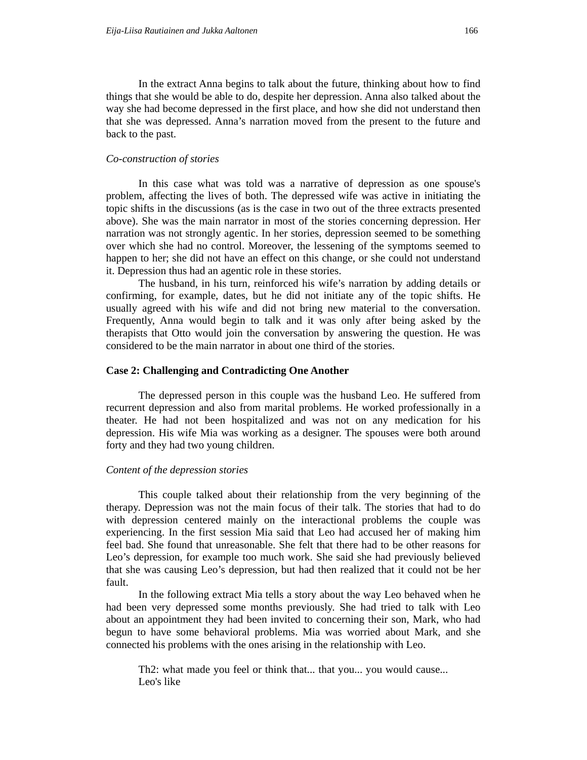In the extract Anna begins to talk about the future, thinking about how to find things that she would be able to do, despite her depression. Anna also talked about the way she had become depressed in the first place, and how she did not understand then that she was depressed. Anna's narration moved from the present to the future and back to the past.

*Co-construction of stories*

In this case what was told was a narrative of depression as one spouse's problem, affecting the lives of both. The depressed wife was active in initiating the topic shifts in the discussions (as is the case in two out of the three extracts presented above). She was the main narrator in most of the stories concerning depression. Her narration was not strongly agentic. In her stories, depression seemed to be something over which she had no control. Moreover, the lessening of the symptoms seemed to happen to her; she did not have an effect on this change, or she could not understand it. Depression thus had an agentic role in these stories.

The husband, in his turn, reinforced his wife's narration by adding details or confirming, for example, dates, but he did not initiate any of the topic shifts. He usually agreed with his wife and did not bring new material to the conversation. Frequently, Anna would begin to talk and it was only after being asked by the therapists that Otto would join the conversation by answering the question. He was considered to be the main narrator in about one third of the stories.

**Case 2: Challenging and Contradicting One Another**

The depressed person in this couple was the husband Leo. He suffered from recurrent depression and also from marital problems. He worked professionally in a theater. He had not been hospitalized and was not on any medication for his depression. His wife Mia was working as a designer. The spouses were both around forty and they had two young children.

*Content of the depression stories*

This couple talked about their relationship from the very beginning of the therapy. Depression was not the main focus of their talk. The stories that had to do with depression centered mainly on the interactional problems the couple was experiencing. In the first session Mia said that Leo had accused her of making him feel bad. She found that unreasonable. She felt that there had to be other reasons for Leo's depression, for example too much work. She said she had previously believed that she was causing Leo's depression, but had then realized that it could not be her fault.

In the following extract Mia tells a story about the way Leo behaved when he had been very depressed some months previously. She had tried to talk with Leo about an appointment they had been invited to concerning their son, Mark, who had begun to have some behavioral problems. Mia was worried about Mark, and she connected his problems with the ones arising in the relationship with Leo.

> Th2: what made you feel or think that... that you... you would cause...
> Leo's like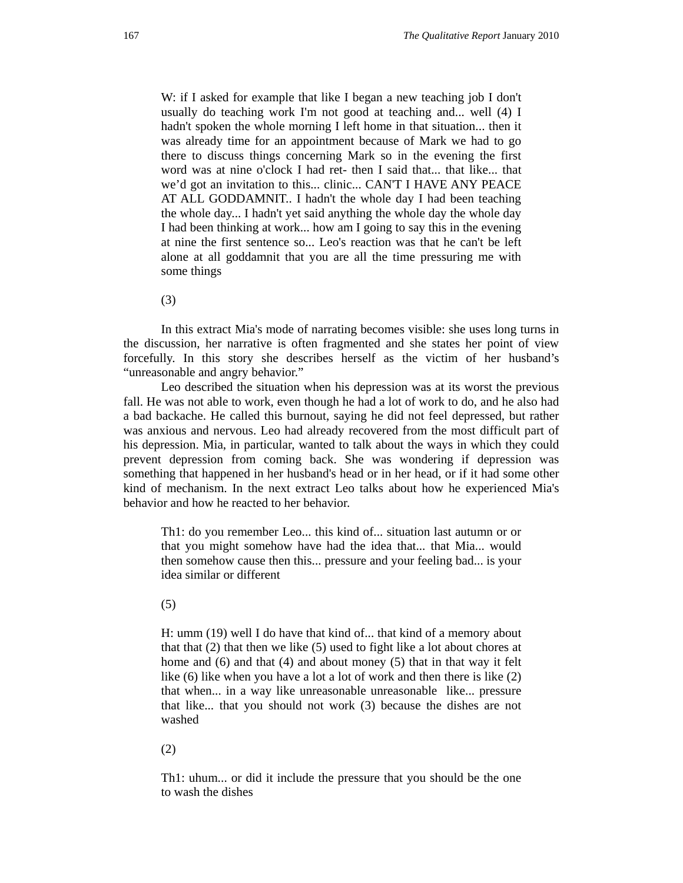> W: if I asked for example that like I began a new teaching job I don't usually do teaching work I'm not good at teaching and... well (4) I hadn't spoken the whole morning I left home in that situation... then it was already time for an appointment because of Mark we had to go there to discuss things concerning Mark so in the evening the first word was at nine o'clock I had ret- then I said that... that like... that we'd got an invitation to this... clinic... CAN'T I HAVE ANY PEACE AT ALL GODDAMNIT.. I hadn't the whole day I had been teaching the whole day... I hadn't yet said anything the whole day the whole day I had been thinking at work... how am I going to say this in the evening at nine the first sentence so... Leo's reaction was that he can't be left alone at all goddamnit that you are all the time pressuring me with some things
>
> (3)

In this extract Mia's mode of narrating becomes visible: she uses long turns in the discussion, her narrative is often fragmented and she states her point of view forcefully. In this story she describes herself as the victim of her husband's "unreasonable and angry behavior."

Leo described the situation when his depression was at its worst the previous fall. He was not able to work, even though he had a lot of work to do, and he also had a bad backache. He called this burnout, saying he did not feel depressed, but rather was anxious and nervous. Leo had already recovered from the most difficult part of his depression. Mia, in particular, wanted to talk about the ways in which they could prevent depression from coming back. She was wondering if depression was something that happened in her husband's head or in her head, or if it had some other kind of mechanism. In the next extract Leo talks about how he experienced Mia's behavior and how he reacted to her behavior.

> Th1: do you remember Leo... this kind of... situation last autumn or or that you might somehow have had the idea that... that Mia... would then somehow cause then this... pressure and your feeling bad... is your idea similar or different
>
> (5)
>
> H: umm (19) well I do have that kind of... that kind of a memory about that that (2) that then we like (5) used to fight like a lot about chores at home and (6) and that (4) and about money (5) that in that way it felt like (6) like when you have a lot a lot of work and then there is like (2) that when... in a way like unreasonable unreasonable like... pressure that like... that you should not work (3) because the dishes are not washed
>
> (2)
>
> Th1: uhum... or did it include the pressure that you should be the one to wash the dishes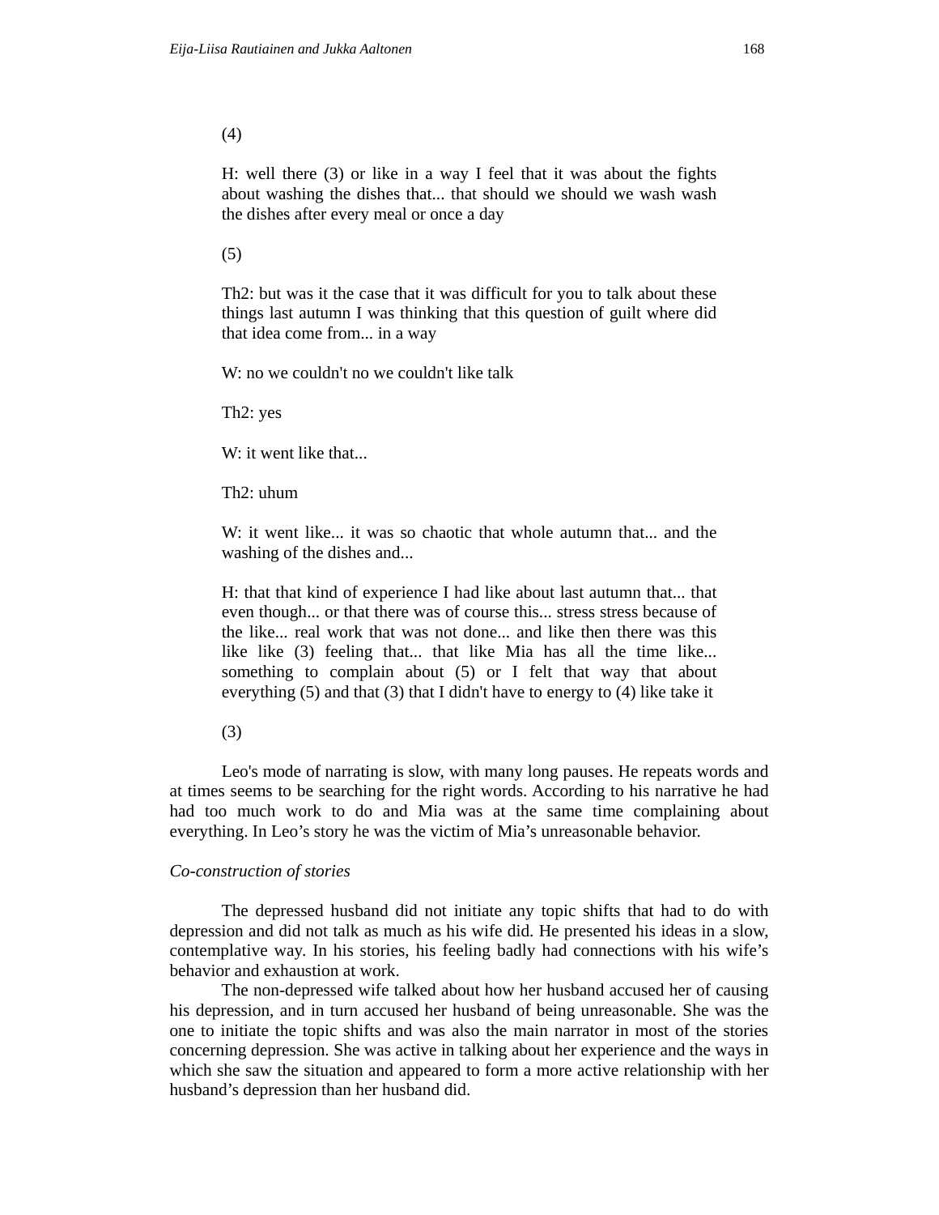(4)

H: well there (3) or like in a way I feel that it was about the fights about washing the dishes that... that should we should we wash wash the dishes after every meal or once a day

(5)

Th2: but was it the case that it was difficult for you to talk about these things last autumn I was thinking that this question of guilt where did that idea come from... in a way

W: no we couldn't no we couldn't like talk

Th2: yes

W: it went like that...

Th2: uhum

W: it went like... it was so chaotic that whole autumn that... and the washing of the dishes and...

H: that that kind of experience I had like about last autumn that... that even though... or that there was of course this... stress stress because of the like... real work that was not done... and like then there was this like like (3) feeling that... that like Mia has all the time like... something to complain about (5) or I felt that way that about everything (5) and that (3) that I didn't have to energy to (4) like take it

(3)

Leo's mode of narrating is slow, with many long pauses. He repeats words and at times seems to be searching for the right words. According to his narrative he had had too much work to do and Mia was at the same time complaining about everything. In Leo's story he was the victim of Mia's unreasonable behavior.

*Co-construction of stories*

The depressed husband did not initiate any topic shifts that had to do with depression and did not talk as much as his wife did. He presented his ideas in a slow, contemplative way. In his stories, his feeling badly had connections with his wife's behavior and exhaustion at work.

The non-depressed wife talked about how her husband accused her of causing his depression, and in turn accused her husband of being unreasonable. She was the one to initiate the topic shifts and was also the main narrator in most of the stories concerning depression. She was active in talking about her experience and the ways in which she saw the situation and appeared to form a more active relationship with her husband's depression than her husband did.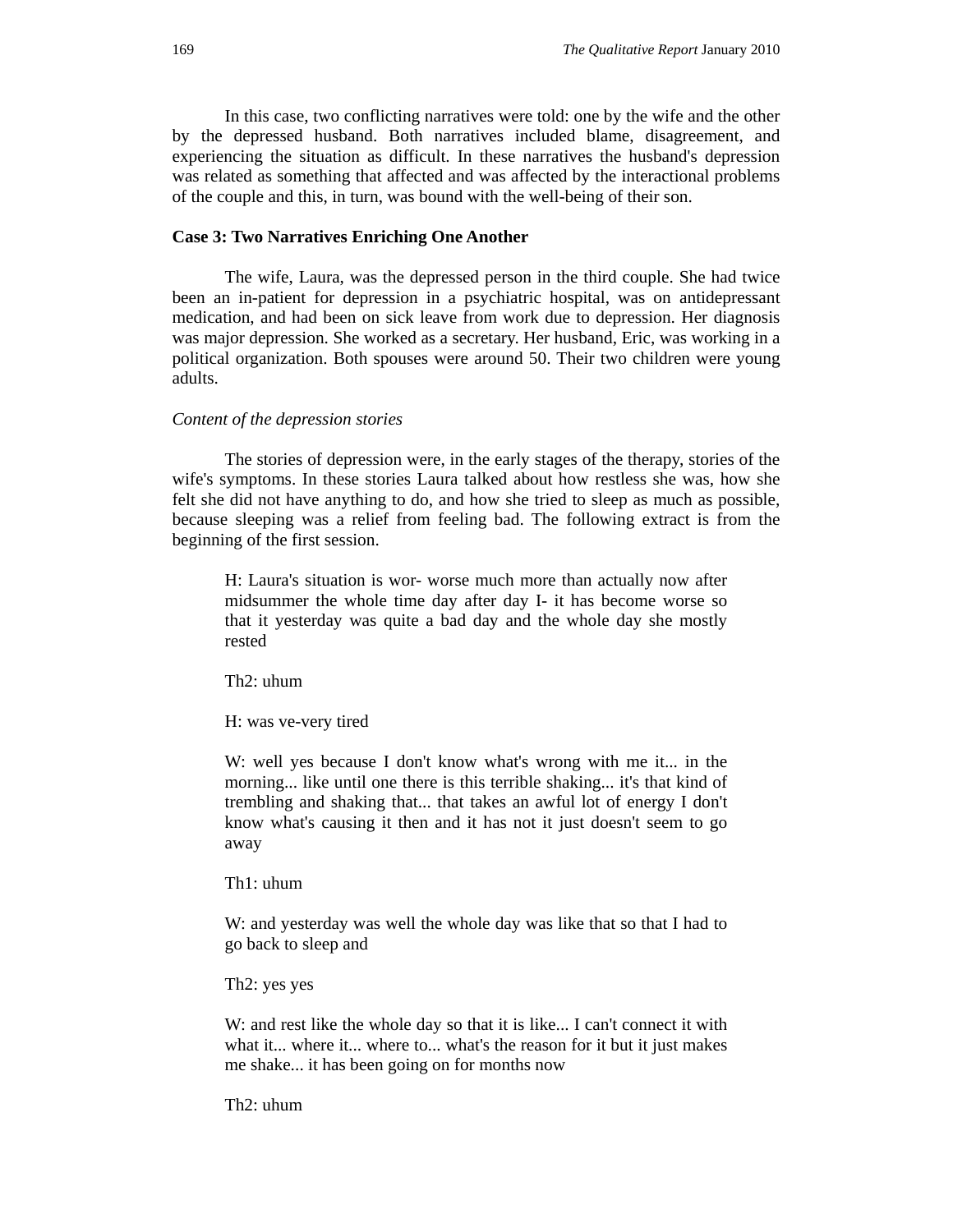In this case, two conflicting narratives were told: one by the wife and the other by the depressed husband. Both narratives included blame, disagreement, and experiencing the situation as difficult. In these narratives the husband's depression was related as something that affected and was affected by the interactional problems of the couple and this, in turn, was bound with the well-being of their son.

### Case 3: Two Narratives Enriching One Another

The wife, Laura, was the depressed person in the third couple. She had twice been an in-patient for depression in a psychiatric hospital, was on antidepressant medication, and had been on sick leave from work due to depression. Her diagnosis was major depression. She worked as a secretary. Her husband, Eric, was working in a political organization. Both spouses were around 50. Their two children were young adults.

*Content of the depression stories*

The stories of depression were, in the early stages of the therapy, stories of the wife's symptoms. In these stories Laura talked about how restless she was, how she felt she did not have anything to do, and how she tried to sleep as much as possible, because sleeping was a relief from feeling bad. The following extract is from the beginning of the first session.

> H: Laura's situation is wor- worse much more than actually now after midsummer the whole time day after day I- it has become worse so that it yesterday was quite a bad day and the whole day she mostly rested
>
> Th2: uhum
>
> H: was ve-very tired
>
> W: well yes because I don't know what's wrong with me it... in the morning... like until one there is this terrible shaking... it's that kind of trembling and shaking that... that takes an awful lot of energy I don't know what's causing it then and it has not it just doesn't seem to go away
>
> Th1: uhum
>
> W: and yesterday was well the whole day was like that so that I had to go back to sleep and
>
> Th2: yes yes
>
> W: and rest like the whole day so that it is like... I can't connect it with what it... where it... where to... what's the reason for it but it just makes me shake... it has been going on for months now
>
> Th2: uhum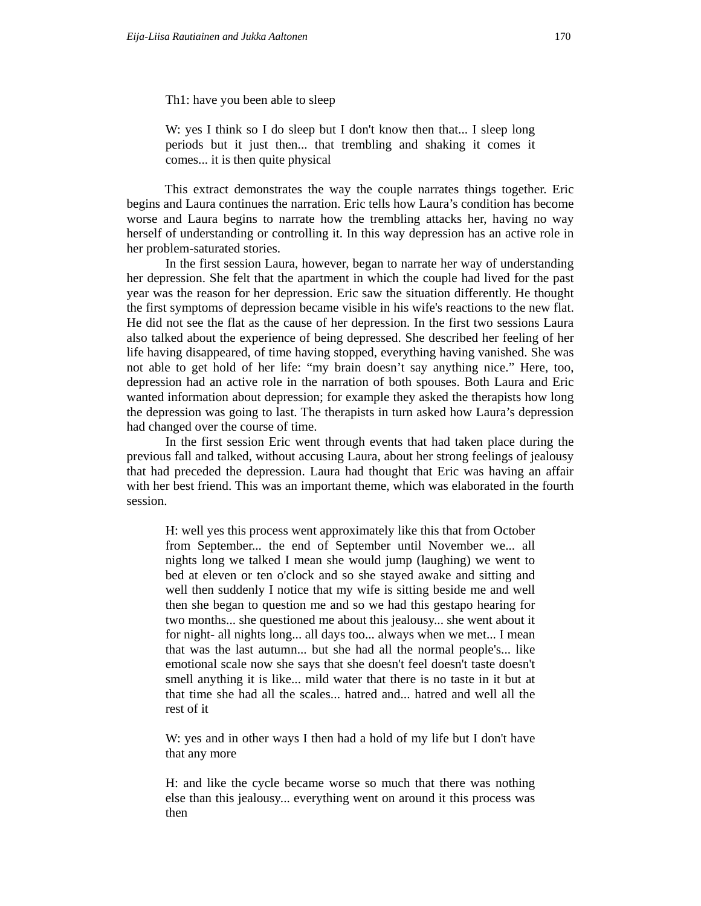> Th1: have you been able to sleep
>
> W: yes I think so I do sleep but I don't know then that... I sleep long periods but it just then... that trembling and shaking it comes it comes... it is then quite physical

This extract demonstrates the way the couple narrates things together. Eric begins and Laura continues the narration. Eric tells how Laura's condition has become worse and Laura begins to narrate how the trembling attacks her, having no way herself of understanding or controlling it. In this way depression has an active role in her problem-saturated stories.

In the first session Laura, however, began to narrate her way of understanding her depression. She felt that the apartment in which the couple had lived for the past year was the reason for her depression. Eric saw the situation differently. He thought the first symptoms of depression became visible in his wife's reactions to the new flat. He did not see the flat as the cause of her depression. In the first two sessions Laura also talked about the experience of being depressed. She described her feeling of her life having disappeared, of time having stopped, everything having vanished. She was not able to get hold of her life: "my brain doesn't say anything nice." Here, too, depression had an active role in the narration of both spouses. Both Laura and Eric wanted information about depression; for example they asked the therapists how long the depression was going to last. The therapists in turn asked how Laura's depression had changed over the course of time.

In the first session Eric went through events that had taken place during the previous fall and talked, without accusing Laura, about her strong feelings of jealousy that had preceded the depression. Laura had thought that Eric was having an affair with her best friend. This was an important theme, which was elaborated in the fourth session.

> H: well yes this process went approximately like this that from October from September... the end of September until November we... all nights long we talked I mean she would jump (laughing) we went to bed at eleven or ten o'clock and so she stayed awake and sitting and well then suddenly I notice that my wife is sitting beside me and well then she began to question me and so we had this gestapo hearing for two months... she questioned me about this jealousy... she went about it for night- all nights long... all days too... always when we met... I mean that was the last autumn... but she had all the normal people's... like emotional scale now she says that she doesn't feel doesn't taste doesn't smell anything it is like... mild water that there is no taste in it but at that time she had all the scales... hatred and... hatred and well all the rest of it
>
> W: yes and in other ways I then had a hold of my life but I don't have that any more
>
> H: and like the cycle became worse so much that there was nothing else than this jealousy... everything went on around it this process was then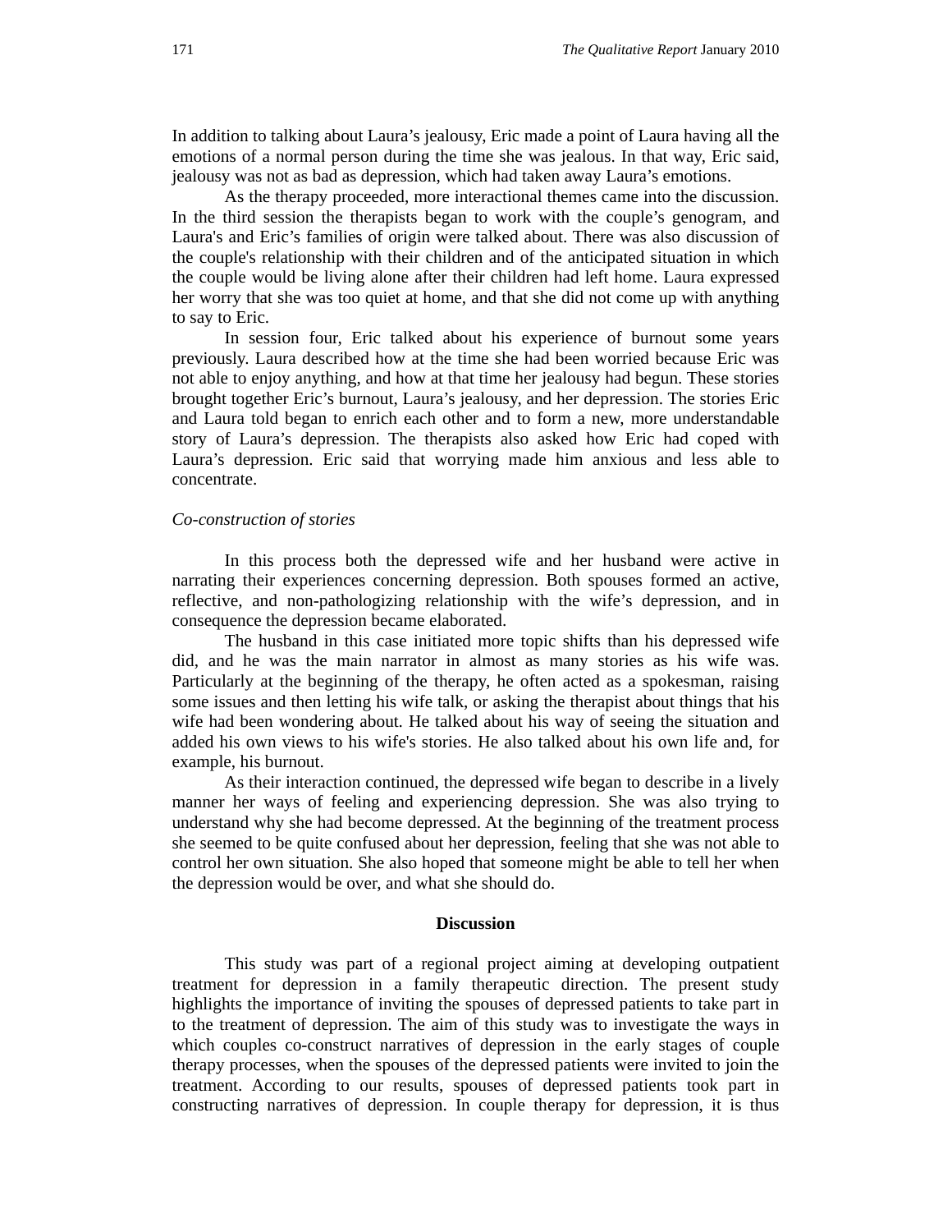In addition to talking about Laura's jealousy, Eric made a point of Laura having all the emotions of a normal person during the time she was jealous. In that way, Eric said, jealousy was not as bad as depression, which had taken away Laura's emotions.

As the therapy proceeded, more interactional themes came into the discussion. In the third session the therapists began to work with the couple's genogram, and Laura's and Eric's families of origin were talked about. There was also discussion of the couple's relationship with their children and of the anticipated situation in which the couple would be living alone after their children had left home. Laura expressed her worry that she was too quiet at home, and that she did not come up with anything to say to Eric.

In session four, Eric talked about his experience of burnout some years previously. Laura described how at the time she had been worried because Eric was not able to enjoy anything, and how at that time her jealousy had begun. These stories brought together Eric's burnout, Laura's jealousy, and her depression. The stories Eric and Laura told began to enrich each other and to form a new, more understandable story of Laura's depression. The therapists also asked how Eric had coped with Laura's depression. Eric said that worrying made him anxious and less able to concentrate.

*Co-construction of stories*

In this process both the depressed wife and her husband were active in narrating their experiences concerning depression. Both spouses formed an active, reflective, and non-pathologizing relationship with the wife's depression, and in consequence the depression became elaborated.

The husband in this case initiated more topic shifts than his depressed wife did, and he was the main narrator in almost as many stories as his wife was. Particularly at the beginning of the therapy, he often acted as a spokesman, raising some issues and then letting his wife talk, or asking the therapist about things that his wife had been wondering about. He talked about his way of seeing the situation and added his own views to his wife's stories. He also talked about his own life and, for example, his burnout.

As their interaction continued, the depressed wife began to describe in a lively manner her ways of feeling and experiencing depression. She was also trying to understand why she had become depressed. At the beginning of the treatment process she seemed to be quite confused about her depression, feeling that she was not able to control her own situation. She also hoped that someone might be able to tell her when the depression would be over, and what she should do.

## Discussion

This study was part of a regional project aiming at developing outpatient treatment for depression in a family therapeutic direction. The present study highlights the importance of inviting the spouses of depressed patients to take part in to the treatment of depression. The aim of this study was to investigate the ways in which couples co-construct narratives of depression in the early stages of couple therapy processes, when the spouses of the depressed patients were invited to join the treatment. According to our results, spouses of depressed patients took part in constructing narratives of depression. In couple therapy for depression, it is thus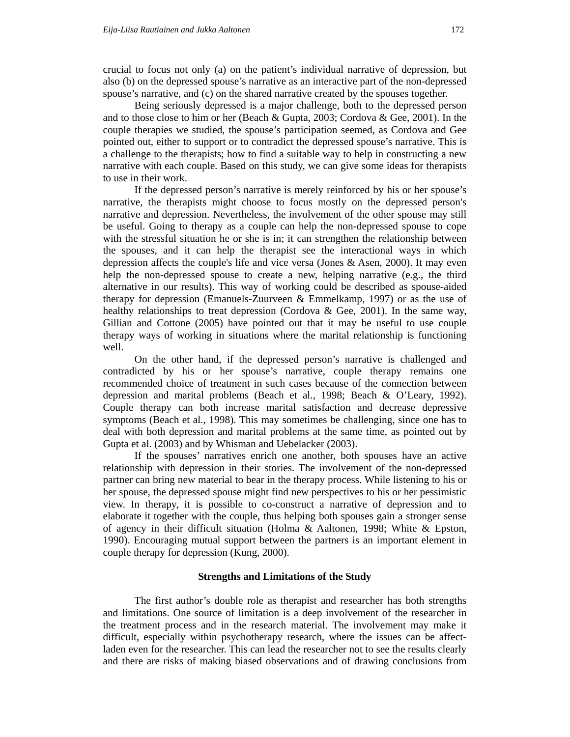crucial to focus not only (a) on the patient's individual narrative of depression, but also (b) on the depressed spouse's narrative as an interactive part of the non-depressed spouse's narrative, and (c) on the shared narrative created by the spouses together.

Being seriously depressed is a major challenge, both to the depressed person and to those close to him or her (Beach & Gupta, 2003; Cordova & Gee, 2001). In the couple therapies we studied, the spouse's participation seemed, as Cordova and Gee pointed out, either to support or to contradict the depressed spouse's narrative. This is a challenge to the therapists; how to find a suitable way to help in constructing a new narrative with each couple. Based on this study, we can give some ideas for therapists to use in their work.

If the depressed person's narrative is merely reinforced by his or her spouse's narrative, the therapists might choose to focus mostly on the depressed person's narrative and depression. Nevertheless, the involvement of the other spouse may still be useful. Going to therapy as a couple can help the non-depressed spouse to cope with the stressful situation he or she is in; it can strengthen the relationship between the spouses, and it can help the therapist see the interactional ways in which depression affects the couple's life and vice versa (Jones & Asen, 2000). It may even help the non-depressed spouse to create a new, helping narrative (e.g., the third alternative in our results). This way of working could be described as spouse-aided therapy for depression (Emanuels-Zuurveen & Emmelkamp, 1997) or as the use of healthy relationships to treat depression (Cordova & Gee, 2001). In the same way, Gillian and Cottone (2005) have pointed out that it may be useful to use couple therapy ways of working in situations where the marital relationship is functioning well.

On the other hand, if the depressed person's narrative is challenged and contradicted by his or her spouse's narrative, couple therapy remains one recommended choice of treatment in such cases because of the connection between depression and marital problems (Beach et al., 1998; Beach & O'Leary, 1992). Couple therapy can both increase marital satisfaction and decrease depressive symptoms (Beach et al., 1998). This may sometimes be challenging, since one has to deal with both depression and marital problems at the same time, as pointed out by Gupta et al. (2003) and by Whisman and Uebelacker (2003).

If the spouses' narratives enrich one another, both spouses have an active relationship with depression in their stories. The involvement of the non-depressed partner can bring new material to bear in the therapy process. While listening to his or her spouse, the depressed spouse might find new perspectives to his or her pessimistic view. In therapy, it is possible to co-construct a narrative of depression and to elaborate it together with the couple, thus helping both spouses gain a stronger sense of agency in their difficult situation (Holma & Aaltonen, 1998; White & Epston, 1990). Encouraging mutual support between the partners is an important element in couple therapy for depression (Kung, 2000).

## Strengths and Limitations of the Study

The first author's double role as therapist and researcher has both strengths and limitations. One source of limitation is a deep involvement of the researcher in the treatment process and in the research material. The involvement may make it difficult, especially within psychotherapy research, where the issues can be affect-laden even for the researcher. This can lead the researcher not to see the results clearly and there are risks of making biased observations and of drawing conclusions from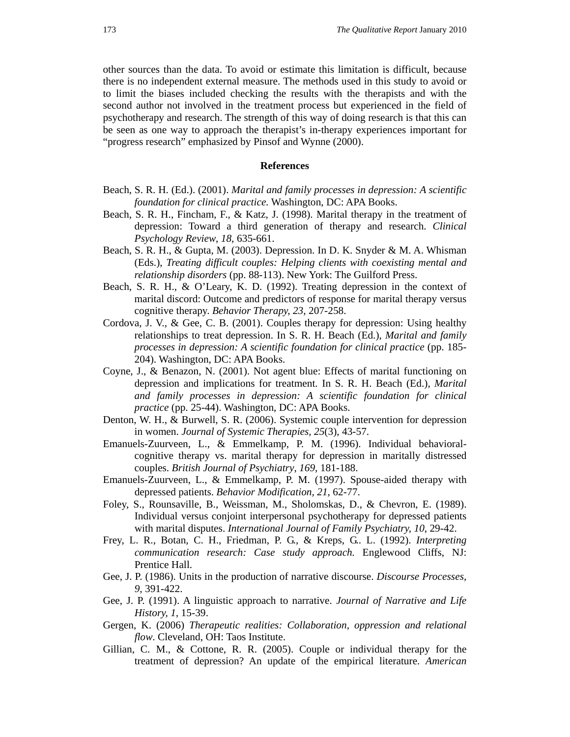other sources than the data. To avoid or estimate this limitation is difficult, because there is no independent external measure. The methods used in this study to avoid or to limit the biases included checking the results with the therapists and with the second author not involved in the treatment process but experienced in the field of psychotherapy and research. The strength of this way of doing research is that this can be seen as one way to approach the therapist's in-therapy experiences important for "progress research" emphasized by Pinsof and Wynne (2000).

## References

Beach, S. R. H. (Ed.). (2001). *Marital and family processes in depression: A scientific foundation for clinical practice.* Washington, DC: APA Books.

Beach, S. R. H., Fincham, F., & Katz, J. (1998). Marital therapy in the treatment of depression: Toward a third generation of therapy and research. *Clinical Psychology Review, 18*, 635-661.

Beach, S. R. H., & Gupta, M. (2003). Depression. In D. K. Snyder & M. A. Whisman (Eds.), *Treating difficult couples: Helping clients with coexisting mental and relationship disorders* (pp. 88-113). New York: The Guilford Press.

Beach, S. R. H., & O'Leary, K. D. (1992). Treating depression in the context of marital discord: Outcome and predictors of response for marital therapy versus cognitive therapy. *Behavior Therapy, 23*, 207-258.

Cordova, J. V., & Gee, C. B. (2001). Couples therapy for depression: Using healthy relationships to treat depression. In S. R. H. Beach (Ed.), *Marital and family processes in depression: A scientific foundation for clinical practice* (pp. 185-204). Washington, DC: APA Books.

Coyne, J., & Benazon, N. (2001). Not agent blue: Effects of marital functioning on depression and implications for treatment. In S. R. H. Beach (Ed.), *Marital and family processes in depression: A scientific foundation for clinical practice* (pp. 25-44). Washington, DC: APA Books.

Denton, W. H., & Burwell, S. R. (2006). Systemic couple intervention for depression in women. *Journal of Systemic Therapies, 25*(3), 43-57.

Emanuels-Zuurveen, L., & Emmelkamp, P. M. (1996). Individual behavioral-cognitive therapy vs. marital therapy for depression in maritally distressed couples. *British Journal of Psychiatry, 169*, 181-188.

Emanuels-Zuurveen, L., & Emmelkamp, P. M. (1997). Spouse-aided therapy with depressed patients. *Behavior Modification, 21*, 62-77.

Foley, S., Rounsaville, B., Weissman, M., Sholomskas, D., & Chevron, E. (1989). Individual versus conjoint interpersonal psychotherapy for depressed patients with marital disputes. *International Journal of Family Psychiatry, 10*, 29-42.

Frey, L. R., Botan, C. H., Friedman, P. G., & Kreps, G.. L. (1992). *Interpreting communication research: Case study approach.* Englewood Cliffs, NJ: Prentice Hall.

Gee, J. P. (1986). Units in the production of narrative discourse. *Discourse Processes, 9*, 391-422.

Gee, J. P. (1991). A linguistic approach to narrative. *Journal of Narrative and Life History, 1*, 15-39.

Gergen, K. (2006) *Therapeutic realities: Collaboration, oppression and relational flow*. Cleveland, OH: Taos Institute.

Gillian, C. M., & Cottone, R. R. (2005). Couple or individual therapy for the treatment of depression? An update of the empirical literature. *American*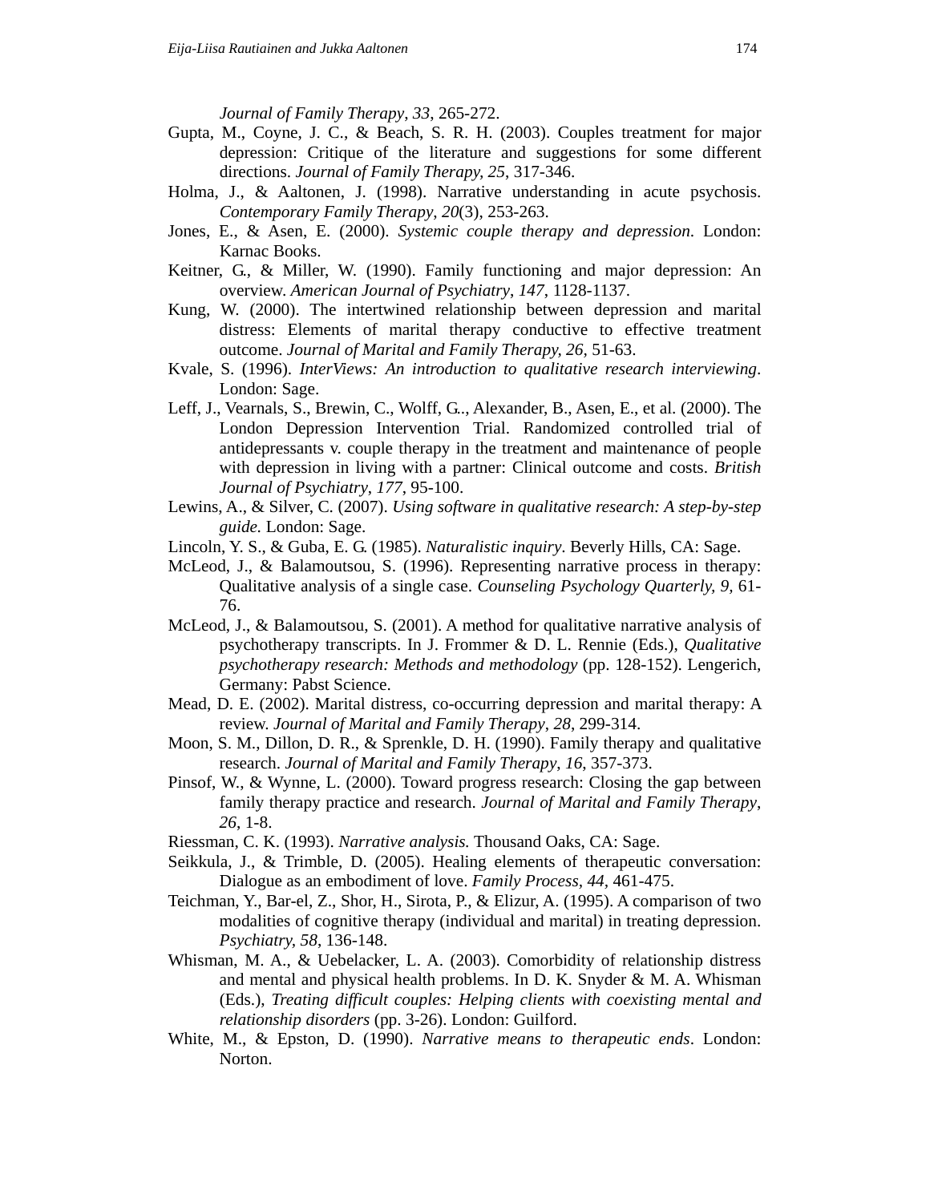*Journal of Family Therapy*, *33*, 265-272.

Gupta, M., Coyne, J. C., & Beach, S. R. H. (2003). Couples treatment for major depression: Critique of the literature and suggestions for some different directions. *Journal of Family Therapy, 25*, 317-346.

Holma, J., & Aaltonen, J. (1998). Narrative understanding in acute psychosis. *Contemporary Family Therapy*, *20*(3), 253-263.

Jones, E., & Asen, E. (2000). *Systemic couple therapy and depression*. London: Karnac Books.

Keitner, G., & Miller, W. (1990). Family functioning and major depression: An overview. *American Journal of Psychiatry*, *147*, 1128-1137.

Kung, W. (2000). The intertwined relationship between depression and marital distress: Elements of marital therapy conductive to effective treatment outcome. *Journal of Marital and Family Therapy*, *26*, 51-63.

Kvale, S. (1996). *InterViews: An introduction to qualitative research interviewing*. London: Sage.

Leff, J., Vearnals, S., Brewin, C., Wolff, G.., Alexander, B., Asen, E., et al. (2000). The London Depression Intervention Trial. Randomized controlled trial of antidepressants v. couple therapy in the treatment and maintenance of people with depression in living with a partner: Clinical outcome and costs. *British Journal of Psychiatry*, *177*, 95-100.

Lewins, A., & Silver, C. (2007). *Using software in qualitative research: A step-by-step guide.* London: Sage.

Lincoln, Y. S., & Guba, E. G. (1985). *Naturalistic inquiry*. Beverly Hills, CA: Sage.

McLeod, J., & Balamoutsou, S. (1996). Representing narrative process in therapy: Qualitative analysis of a single case. *Counseling Psychology Quarterly, 9*, 61-76.

McLeod, J., & Balamoutsou, S. (2001). A method for qualitative narrative analysis of psychotherapy transcripts. In J. Frommer & D. L. Rennie (Eds.), *Qualitative psychotherapy research: Methods and methodology* (pp. 128-152). Lengerich, Germany: Pabst Science.

Mead, D. E. (2002). Marital distress, co-occurring depression and marital therapy: A review. *Journal of Marital and Family Therapy*, *28*, 299-314.

Moon, S. M., Dillon, D. R., & Sprenkle, D. H. (1990). Family therapy and qualitative research. *Journal of Marital and Family Therapy*, *16*, 357-373.

Pinsof, W., & Wynne, L. (2000). Toward progress research: Closing the gap between family therapy practice and research. *Journal of Marital and Family Therapy*, *26*, 1-8.

Riessman, C. K. (1993). *Narrative analysis.* Thousand Oaks, CA: Sage.

Seikkula, J., & Trimble, D. (2005). Healing elements of therapeutic conversation: Dialogue as an embodiment of love. *Family Process*, *44*, 461-475.

Teichman, Y., Bar-el, Z., Shor, H., Sirota, P., & Elizur, A. (1995). A comparison of two modalities of cognitive therapy (individual and marital) in treating depression. *Psychiatry, 58*, 136-148.

Whisman, M. A., & Uebelacker, L. A. (2003). Comorbidity of relationship distress and mental and physical health problems. In D. K. Snyder & M. A. Whisman (Eds.), *Treating difficult couples: Helping clients with coexisting mental and relationship disorders* (pp. 3-26). London: Guilford.

White, M., & Epston, D. (1990). *Narrative means to therapeutic ends*. London: Norton.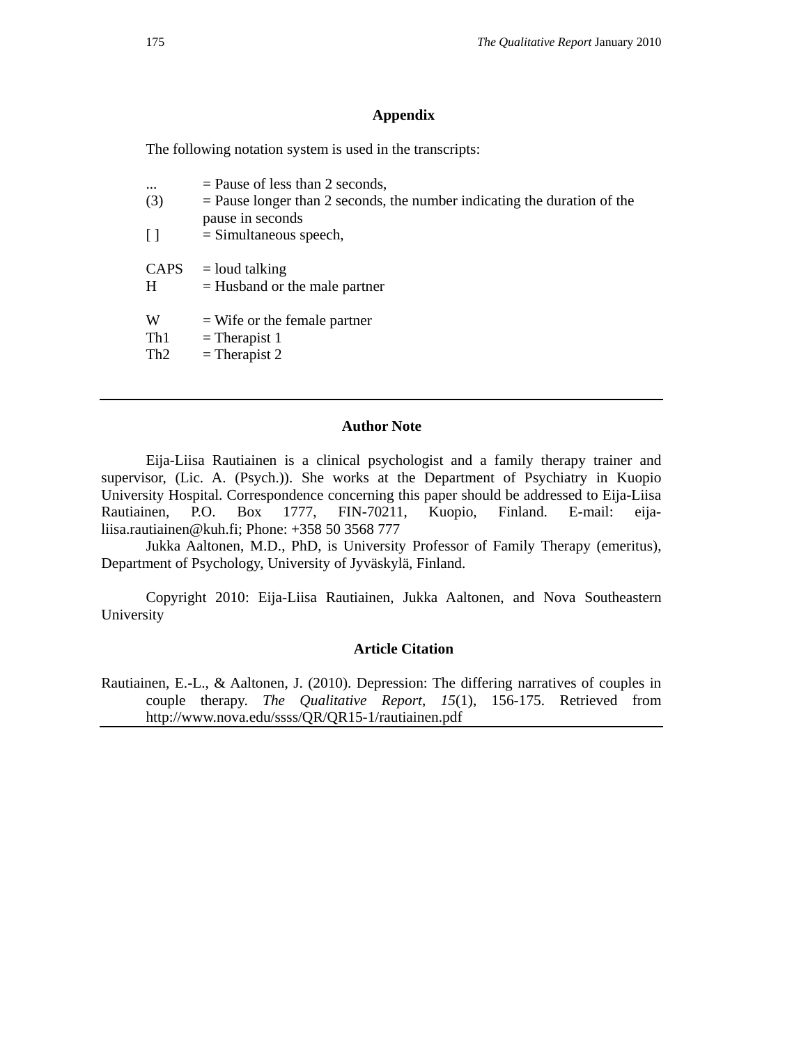## Appendix

The following notation system is used in the transcripts:

| | |
|---|---|
| ... | = Pause of less than 2 seconds, |
| (3) | = Pause longer than 2 seconds, the number indicating the duration of the pause in seconds |
| [ ] | = Simultaneous speech, |
| CAPS | = loud talking |
| H | = Husband or the male partner |
| W | = Wife or the female partner |
| Th1 | = Therapist 1 |
| Th2 | = Therapist 2 |

---

## Author Note

Eija-Liisa Rautiainen is a clinical psychologist and a family therapy trainer and supervisor, (Lic. A. (Psych.)). She works at the Department of Psychiatry in Kuopio University Hospital. Correspondence concerning this paper should be addressed to Eija-Liisa Rautiainen, P.O. Box 1777, FIN-70211, Kuopio, Finland. E-mail: eija-liisa.rautiainen@kuh.fi; Phone: +358 50 3568 777

Jukka Aaltonen, M.D., PhD, is University Professor of Family Therapy (emeritus), Department of Psychology, University of Jyväskylä, Finland.

Copyright 2010: Eija-Liisa Rautiainen, Jukka Aaltonen, and Nova Southeastern University

## Article Citation

Rautiainen, E.-L., & Aaltonen, J. (2010). Depression: The differing narratives of couples in couple therapy. *The Qualitative Report*, *15*(1), 156-175. Retrieved from http://www.nova.edu/ssss/QR/QR15-1/rautiainen.pdf